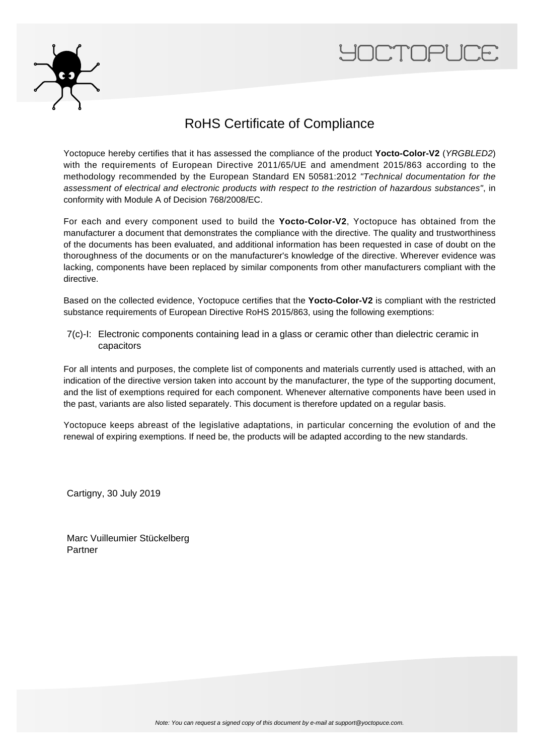# RoHS Certificate of Compliance

Yoctopuce hereby certifies that it has assessed the compliance of the product **Yocto-Color-V2** (*YRGBLED2*) with the requirements of European Directive 2011/65/UE and amendment 2015/863 according to the methodology recommended by the European Standard EN 50581:2012 *"Technical documentation for the assessment of electrical and electronic products with respect to the restriction of hazardous substances"*, in conformity with Module A of Decision 768/2008/EC.

For each and every component used to build the **Yocto-Color-V2**, Yoctopuce has obtained from the manufacturer a document that demonstrates the compliance with the directive. The quality and trustworthiness of the documents has been evaluated, and additional information has been requested in case of doubt on the thoroughness of the documents or on the manufacturer's knowledge of the directive. Wherever evidence was lacking, components have been replaced by similar components from other manufacturers compliant with the directive.

Based on the collected evidence, Yoctopuce certifies that the **Yocto-Color-V2** is compliant with the restricted substance requirements of European Directive RoHS 2015/863, using the following exemptions:

7(c)-I: Electronic components containing lead in a glass or ceramic other than dielectric ceramic in capacitors

For all intents and purposes, the complete list of components and materials currently used is attached, with an indication of the directive version taken into account by the manufacturer, the type of the supporting document, and the list of exemptions required for each component. Whenever alternative components have been used in the past, variants are also listed separately. This document is therefore updated on a regular basis.

Yoctopuce keeps abreast of the legislative adaptations, in particular concerning the evolution of and the renewal of expiring exemptions. If need be, the products will be adapted according to the new standards.

Cartigny, 30 July 2019

Marc Vuilleumier Stückelberg
Partner

*Note: You can request a signed copy of this document by e-mail at support@yoctopuce.com.*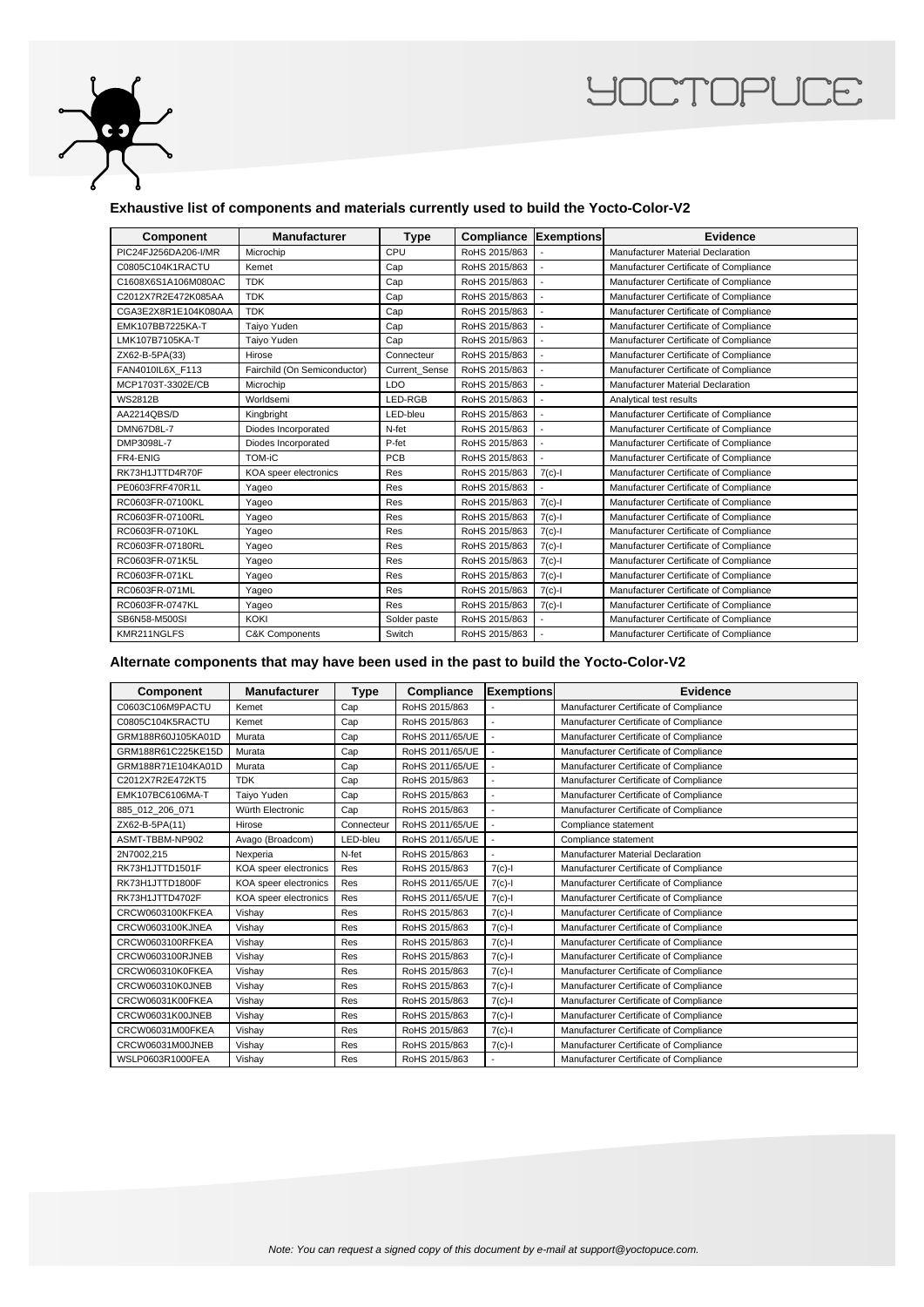## Exhaustive list of components and materials currently used to build the Yocto-Color-V2

| Component | Manufacturer | Type | Compliance | Exemptions | Evidence |
|---|---|---|---|---|---|
| PIC24FJ256DA206-I/MR | Microchip | CPU | RoHS 2015/863 | - | Manufacturer Material Declaration |
| C0805C104K1RACTU | Kemet | Cap | RoHS 2015/863 | - | Manufacturer Certificate of Compliance |
| C1608X6S1A106M080AC | TDK | Cap | RoHS 2015/863 | - | Manufacturer Certificate of Compliance |
| C2012X7R2E472K085AA | TDK | Cap | RoHS 2015/863 | - | Manufacturer Certificate of Compliance |
| CGA3E2X8R1E104K080AA | TDK | Cap | RoHS 2015/863 | - | Manufacturer Certificate of Compliance |
| EMK107BB7225KA-T | Taiyo Yuden | Cap | RoHS 2015/863 | - | Manufacturer Certificate of Compliance |
| LMK107B7105KA-T | Taiyo Yuden | Cap | RoHS 2015/863 | - | Manufacturer Certificate of Compliance |
| ZX62-B-5PA(33) | Hirose | Connecteur | RoHS 2015/863 | - | Manufacturer Certificate of Compliance |
| FAN4010IL6X_F113 | Fairchild (On Semiconductor) | Current_Sense | RoHS 2015/863 | - | Manufacturer Certificate of Compliance |
| MCP1703T-3302E/CB | Microchip | LDO | RoHS 2015/863 | - | Manufacturer Material Declaration |
| WS2812B | Worldsemi | LED-RGB | RoHS 2015/863 | - | Analytical test results |
| AA2214QBS/D | Kingbright | LED-bleu | RoHS 2015/863 | - | Manufacturer Certificate of Compliance |
| DMN67D8L-7 | Diodes Incorporated | N-fet | RoHS 2015/863 | - | Manufacturer Certificate of Compliance |
| DMP3098L-7 | Diodes Incorporated | P-fet | RoHS 2015/863 | - | Manufacturer Certificate of Compliance |
| FR4-ENIG | TOM-iC | PCB | RoHS 2015/863 | - | Manufacturer Certificate of Compliance |
| RK73H1JTTD4R70F | KOA speer electronics | Res | RoHS 2015/863 | 7(c)-I | Manufacturer Certificate of Compliance |
| PE0603FRF470R1L | Yageo | Res | RoHS 2015/863 | - | Manufacturer Certificate of Compliance |
| RC0603FR-07100KL | Yageo | Res | RoHS 2015/863 | 7(c)-I | Manufacturer Certificate of Compliance |
| RC0603FR-07100RL | Yageo | Res | RoHS 2015/863 | 7(c)-I | Manufacturer Certificate of Compliance |
| RC0603FR-0710KL | Yageo | Res | RoHS 2015/863 | 7(c)-I | Manufacturer Certificate of Compliance |
| RC0603FR-07180RL | Yageo | Res | RoHS 2015/863 | 7(c)-I | Manufacturer Certificate of Compliance |
| RC0603FR-071K5L | Yageo | Res | RoHS 2015/863 | 7(c)-I | Manufacturer Certificate of Compliance |
| RC0603FR-071KL | Yageo | Res | RoHS 2015/863 | 7(c)-I | Manufacturer Certificate of Compliance |
| RC0603FR-071ML | Yageo | Res | RoHS 2015/863 | 7(c)-I | Manufacturer Certificate of Compliance |
| RC0603FR-0747KL | Yageo | Res | RoHS 2015/863 | 7(c)-I | Manufacturer Certificate of Compliance |
| SB6N58-M500SI | KOKI | Solder paste | RoHS 2015/863 | - | Manufacturer Certificate of Compliance |
| KMR211NGLFS | C&K Components | Switch | RoHS 2015/863 | - | Manufacturer Certificate of Compliance |

## Alternate components that may have been used in the past to build the Yocto-Color-V2

| Component | Manufacturer | Type | Compliance | Exemptions | Evidence |
|---|---|---|---|---|---|
| C0603C106M9PACTU | Kemet | Cap | RoHS 2015/863 | - | Manufacturer Certificate of Compliance |
| C0805C104K5RACTU | Kemet | Cap | RoHS 2015/863 | - | Manufacturer Certificate of Compliance |
| GRM188R60J105KA01D | Murata | Cap | RoHS 2011/65/UE | - | Manufacturer Certificate of Compliance |
| GRM188R61C225KE15D | Murata | Cap | RoHS 2011/65/UE | - | Manufacturer Certificate of Compliance |
| GRM188R71E104KA01D | Murata | Cap | RoHS 2011/65/UE | - | Manufacturer Certificate of Compliance |
| C2012X7R2E472KT5 | TDK | Cap | RoHS 2015/863 | - | Manufacturer Certificate of Compliance |
| EMK107BC6106MA-T | Taiyo Yuden | Cap | RoHS 2015/863 | - | Manufacturer Certificate of Compliance |
| 885_012_206_071 | Würth Electronic | Cap | RoHS 2015/863 | - | Manufacturer Certificate of Compliance |
| ZX62-B-5PA(11) | Hirose | Connecteur | RoHS 2011/65/UE | - | Compliance statement |
| ASMT-TBBM-NP902 | Avago (Broadcom) | LED-bleu | RoHS 2011/65/UE | - | Compliance statement |
| 2N7002,215 | Nexperia | N-fet | RoHS 2015/863 | - | Manufacturer Material Declaration |
| RK73H1JTTD1501F | KOA speer electronics | Res | RoHS 2015/863 | 7(c)-I | Manufacturer Certificate of Compliance |
| RK73H1JTTD1800F | KOA speer electronics | Res | RoHS 2011/65/UE | 7(c)-I | Manufacturer Certificate of Compliance |
| RK73H1JTTD4702F | KOA speer electronics | Res | RoHS 2011/65/UE | 7(c)-I | Manufacturer Certificate of Compliance |
| CRCW0603100KFKEA | Vishay | Res | RoHS 2015/863 | 7(c)-I | Manufacturer Certificate of Compliance |
| CRCW0603100KJNEA | Vishay | Res | RoHS 2015/863 | 7(c)-I | Manufacturer Certificate of Compliance |
| CRCW0603100RFKEA | Vishay | Res | RoHS 2015/863 | 7(c)-I | Manufacturer Certificate of Compliance |
| CRCW0603100RJNEB | Vishay | Res | RoHS 2015/863 | 7(c)-I | Manufacturer Certificate of Compliance |
| CRCW060310K0FKEA | Vishay | Res | RoHS 2015/863 | 7(c)-I | Manufacturer Certificate of Compliance |
| CRCW060310K0JNEB | Vishay | Res | RoHS 2015/863 | 7(c)-I | Manufacturer Certificate of Compliance |
| CRCW06031K00FKEA | Vishay | Res | RoHS 2015/863 | 7(c)-I | Manufacturer Certificate of Compliance |
| CRCW06031K00JNEB | Vishay | Res | RoHS 2015/863 | 7(c)-I | Manufacturer Certificate of Compliance |
| CRCW06031M00FKEA | Vishay | Res | RoHS 2015/863 | 7(c)-I | Manufacturer Certificate of Compliance |
| CRCW06031M00JNEB | Vishay | Res | RoHS 2015/863 | 7(c)-I | Manufacturer Certificate of Compliance |
| WSLP0603R1000FEA | Vishay | Res | RoHS 2015/863 | - | Manufacturer Certificate of Compliance |

*Note: You can request a signed copy of this document by e-mail at support@yoctopuce.com.*